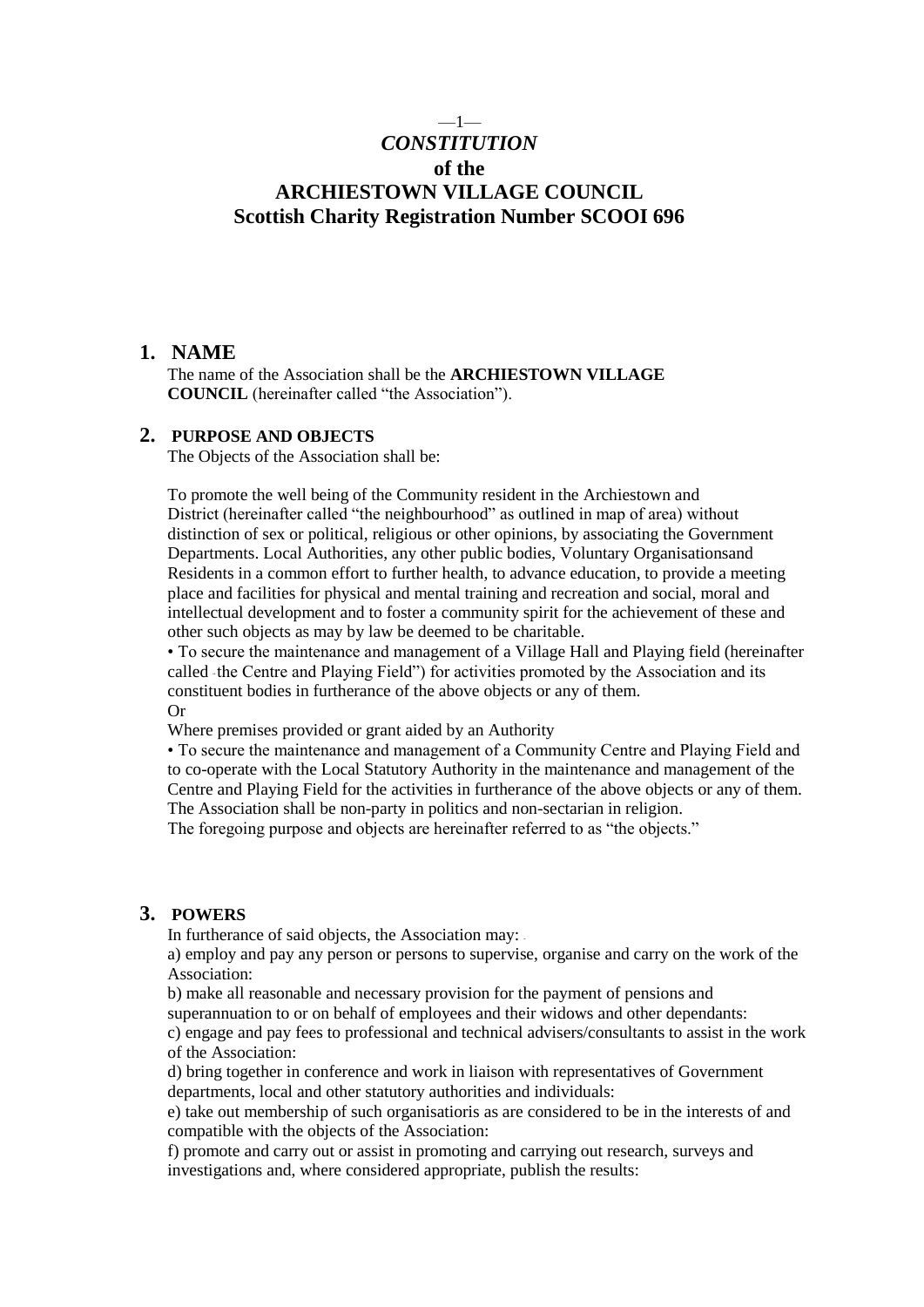# *CONSTITUTION*
# of the
# ARCHIESTOWN VILLAGE COUNCIL
# Scottish Charity Registration Number SCOOI 696

## 1. NAME

The name of the Association shall be the **ARCHIESTOWN VILLAGE COUNCIL** (hereinafter called "the Association").

## 2. PURPOSE AND OBJECTS

The Objects of the Association shall be:

To promote the well being of the Community resident in the Archiestown and District (hereinafter called "the neighbourhood" as outlined in map of area) without distinction of sex or political, religious or other opinions, by associating the Government Departments. Local Authorities, any other public bodies, Voluntary Organisationsand Residents in a common effort to further health, to advance education, to provide a meeting place and facilities for physical and mental training and recreation and social, moral and intellectual development and to foster a community spirit for the achievement of these and other such objects as may by law be deemed to be charitable.

• To secure the maintenance and management of a Village Hall and Playing field (hereinafter called the Centre and Playing Field") for activities promoted by the Association and its constituent bodies in furtherance of the above objects or any of them.

Or

Where premises provided or grant aided by an Authority

• To secure the maintenance and management of a Community Centre and Playing Field and to co-operate with the Local Statutory Authority in the maintenance and management of the Centre and Playing Field for the activities in furtherance of the above objects or any of them. The Association shall be non-party in politics and non-sectarian in religion.

The foregoing purpose and objects are hereinafter referred to as "the objects."

## 3. POWERS

In furtherance of said objects, the Association may:

a) employ and pay any person or persons to supervise, organise and carry on the work of the Association:

b) make all reasonable and necessary provision for the payment of pensions and superannuation to or on behalf of employees and their widows and other dependants:

c) engage and pay fees to professional and technical advisers/consultants to assist in the work of the Association:

d) bring together in conference and work in liaison with representatives of Government departments, local and other statutory authorities and individuals:

e) take out membership of such organisatioris as are considered to be in the interests of and compatible with the objects of the Association:

f) promote and carry out or assist in promoting and carrying out research, surveys and investigations and, where considered appropriate, publish the results: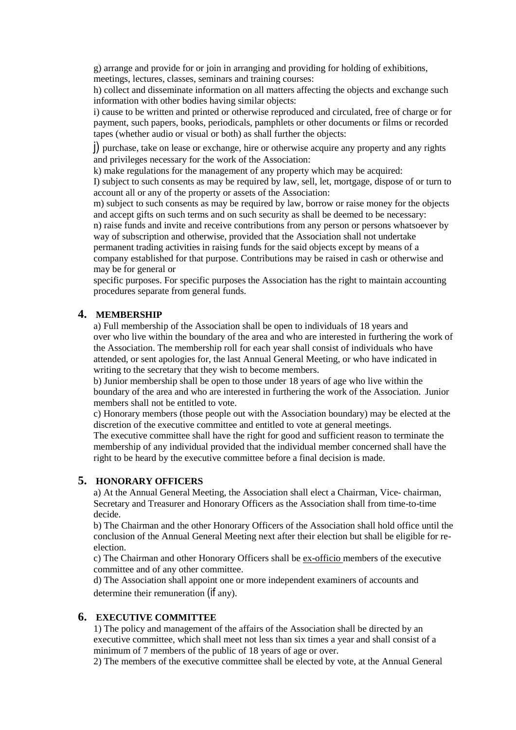g) arrange and provide for or join in arranging and providing for holding of exhibitions, meetings, lectures, classes, seminars and training courses:

h) collect and disseminate information on all matters affecting the objects and exchange such information with other bodies having similar objects:

i) cause to be written and printed or otherwise reproduced and circulated, free of charge or for payment, such papers, books, periodicals, pamphlets or other documents or films or recorded tapes (whether audio or visual or both) as shall further the objects:

j) purchase, take on lease or exchange, hire or otherwise acquire any property and any rights and privileges necessary for the work of the Association:

k) make regulations for the management of any property which may be acquired:

I) subject to such consents as may be required by law, sell, let, mortgage, dispose of or turn to account all or any of the property or assets of the Association:

m) subject to such consents as may be required by law, borrow or raise money for the objects and accept gifts on such terms and on such security as shall be deemed to be necessary:

n) raise funds and invite and receive contributions from any person or persons whatsoever by way of subscription and otherwise, provided that the Association shall not undertake permanent trading activities in raising funds for the said objects except by means of a company established for that purpose. Contributions may be raised in cash or otherwise and may be for general or

specific purposes. For specific purposes the Association has the right to maintain accounting procedures separate from general funds.

## 4. MEMBERSHIP

a) Full membership of the Association shall be open to individuals of 18 years and over who live within the boundary of the area and who are interested in furthering the work of the Association. The membership roll for each year shall consist of individuals who have attended, or sent apologies for, the last Annual General Meeting, or who have indicated in writing to the secretary that they wish to become members.

b) Junior membership shall be open to those under 18 years of age who live within the boundary of the area and who are interested in furthering the work of the Association. Junior members shall not be entitled to vote.

c) Honorary members (those people out with the Association boundary) may be elected at the discretion of the executive committee and entitled to vote at general meetings.

The executive committee shall have the right for good and sufficient reason to terminate the membership of any individual provided that the individual member concerned shall have the right to be heard by the executive committee before a final decision is made.

## 5. HONORARY OFFICERS

a) At the Annual General Meeting, the Association shall elect a Chairman, Vice- chairman, Secretary and Treasurer and Honorary Officers as the Association shall from time-to-time decide.

b) The Chairman and the other Honorary Officers of the Association shall hold office until the conclusion of the Annual General Meeting next after their election but shall be eligible for re-election.

c) The Chairman and other Honorary Officers shall be ex-officio members of the executive committee and of any other committee.

d) The Association shall appoint one or more independent examiners of accounts and determine their remuneration (if any).

## 6. EXECUTIVE COMMITTEE

1) The policy and management of the affairs of the Association shall be directed by an executive committee, which shall meet not less than six times a year and shall consist of a minimum of 7 members of the public of 18 years of age or over.

2) The members of the executive committee shall be elected by vote, at the Annual General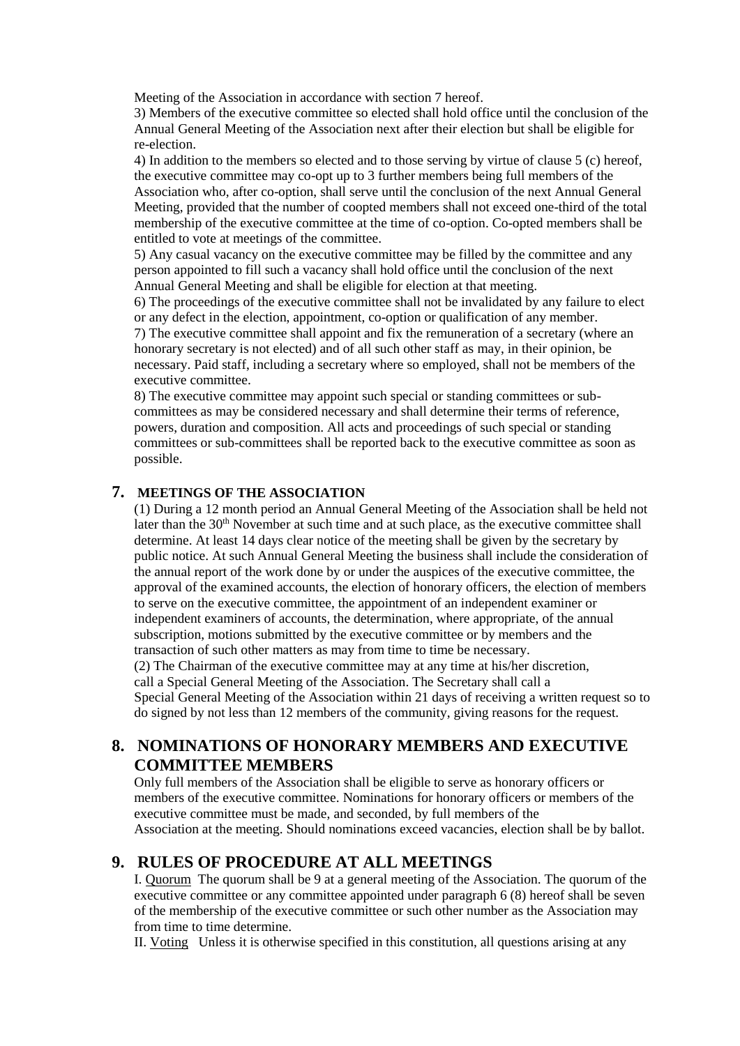Meeting of the Association in accordance with section 7 hereof.

3) Members of the executive committee so elected shall hold office until the conclusion of the Annual General Meeting of the Association next after their election but shall be eligible for re-election.

4) In addition to the members so elected and to those serving by virtue of clause 5 (c) hereof, the executive committee may co-opt up to 3 further members being full members of the Association who, after co-option, shall serve until the conclusion of the next Annual General Meeting, provided that the number of coopted members shall not exceed one-third of the total membership of the executive committee at the time of co-option. Co-opted members shall be entitled to vote at meetings of the committee.

5) Any casual vacancy on the executive committee may be filled by the committee and any person appointed to fill such a vacancy shall hold office until the conclusion of the next Annual General Meeting and shall be eligible for election at that meeting.

6) The proceedings of the executive committee shall not be invalidated by any failure to elect or any defect in the election, appointment, co-option or qualification of any member.

7) The executive committee shall appoint and fix the remuneration of a secretary (where an honorary secretary is not elected) and of all such other staff as may, in their opinion, be necessary. Paid staff, including a secretary where so employed, shall not be members of the executive committee.

8) The executive committee may appoint such special or standing committees or sub-committees as may be considered necessary and shall determine their terms of reference, powers, duration and composition. All acts and proceedings of such special or standing committees or sub-committees shall be reported back to the executive committee as soon as possible.

## 7. MEETINGS OF THE ASSOCIATION

(1) During a 12 month period an Annual General Meeting of the Association shall be held not later than the 30th November at such time and at such place, as the executive committee shall determine. At least 14 days clear notice of the meeting shall be given by the secretary by public notice. At such Annual General Meeting the business shall include the consideration of the annual report of the work done by or under the auspices of the executive committee, the approval of the examined accounts, the election of honorary officers, the election of members to serve on the executive committee, the appointment of an independent examiner or independent examiners of accounts, the determination, where appropriate, of the annual subscription, motions submitted by the executive committee or by members and the transaction of such other matters as may from time to time be necessary.

(2) The Chairman of the executive committee may at any time at his/her discretion, call a Special General Meeting of the Association. The Secretary shall call a Special General Meeting of the Association within 21 days of receiving a written request so to do signed by not less than 12 members of the community, giving reasons for the request.

## 8. NOMINATIONS OF HONORARY MEMBERS AND EXECUTIVE COMMITTEE MEMBERS

Only full members of the Association shall be eligible to serve as honorary officers or members of the executive committee. Nominations for honorary officers or members of the executive committee must be made, and seconded, by full members of the Association at the meeting. Should nominations exceed vacancies, election shall be by ballot.

## 9. RULES OF PROCEDURE AT ALL MEETINGS

I. Quorum The quorum shall be 9 at a general meeting of the Association. The quorum of the executive committee or any committee appointed under paragraph 6 (8) hereof shall be seven of the membership of the executive committee or such other number as the Association may from time to time determine.

II. Voting Unless it is otherwise specified in this constitution, all questions arising at any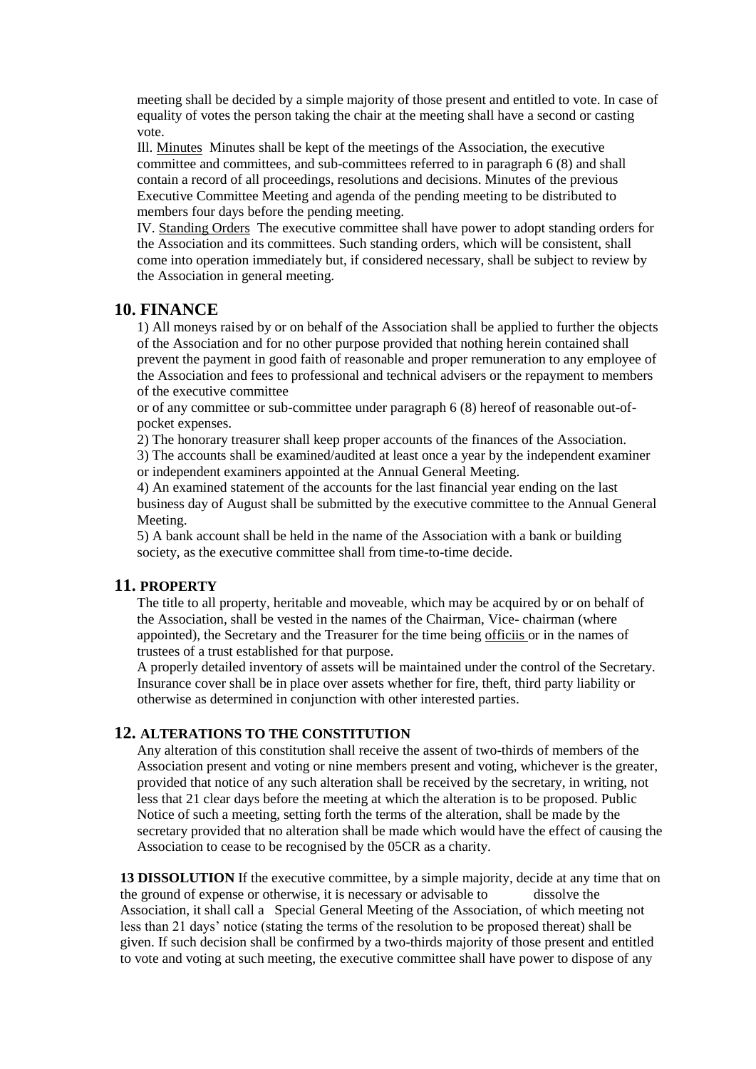meeting shall be decided by a simple majority of those present and entitled to vote. In case of equality of votes the person taking the chair at the meeting shall have a second or casting vote.

Ill. Minutes Minutes shall be kept of the meetings of the Association, the executive committee and committees, and sub-committees referred to in paragraph 6 (8) and shall contain a record of all proceedings, resolutions and decisions. Minutes of the previous Executive Committee Meeting and agenda of the pending meeting to be distributed to members four days before the pending meeting.

IV. Standing Orders The executive committee shall have power to adopt standing orders for the Association and its committees. Such standing orders, which will be consistent, shall come into operation immediately but, if considered necessary, shall be subject to review by the Association in general meeting.

## 10. FINANCE

1) All moneys raised by or on behalf of the Association shall be applied to further the objects of the Association and for no other purpose provided that nothing herein contained shall prevent the payment in good faith of reasonable and proper remuneration to any employee of the Association and fees to professional and technical advisers or the repayment to members of the executive committee

or of any committee or sub-committee under paragraph 6 (8) hereof of reasonable out-of-pocket expenses.

2) The honorary treasurer shall keep proper accounts of the finances of the Association.

3) The accounts shall be examined/audited at least once a year by the independent examiner or independent examiners appointed at the Annual General Meeting.

4) An examined statement of the accounts for the last financial year ending on the last business day of August shall be submitted by the executive committee to the Annual General Meeting.

5) A bank account shall be held in the name of the Association with a bank or building society, as the executive committee shall from time-to-time decide.

## 11. PROPERTY

The title to all property, heritable and moveable, which may be acquired by or on behalf of the Association, shall be vested in the names of the Chairman, Vice- chairman (where appointed), the Secretary and the Treasurer for the time being officiis or in the names of trustees of a trust established for that purpose.

A properly detailed inventory of assets will be maintained under the control of the Secretary. Insurance cover shall be in place over assets whether for fire, theft, third party liability or otherwise as determined in conjunction with other interested parties.

## 12. ALTERATIONS TO THE CONSTITUTION

Any alteration of this constitution shall receive the assent of two-thirds of members of the Association present and voting or nine members present and voting, whichever is the greater, provided that notice of any such alteration shall be received by the secretary, in writing, not less that 21 clear days before the meeting at which the alteration is to be proposed. Public Notice of such a meeting, setting forth the terms of the alteration, shall be made by the secretary provided that no alteration shall be made which would have the effect of causing the Association to cease to be recognised by the 05CR as a charity.

**13 DISSOLUTION** If the executive committee, by a simple majority, decide at any time that on the ground of expense or otherwise, it is necessary or advisable to dissolve the Association, it shall call a Special General Meeting of the Association, of which meeting not less than 21 days' notice (stating the terms of the resolution to be proposed thereat) shall be given. If such decision shall be confirmed by a two-thirds majority of those present and entitled to vote and voting at such meeting, the executive committee shall have power to dispose of any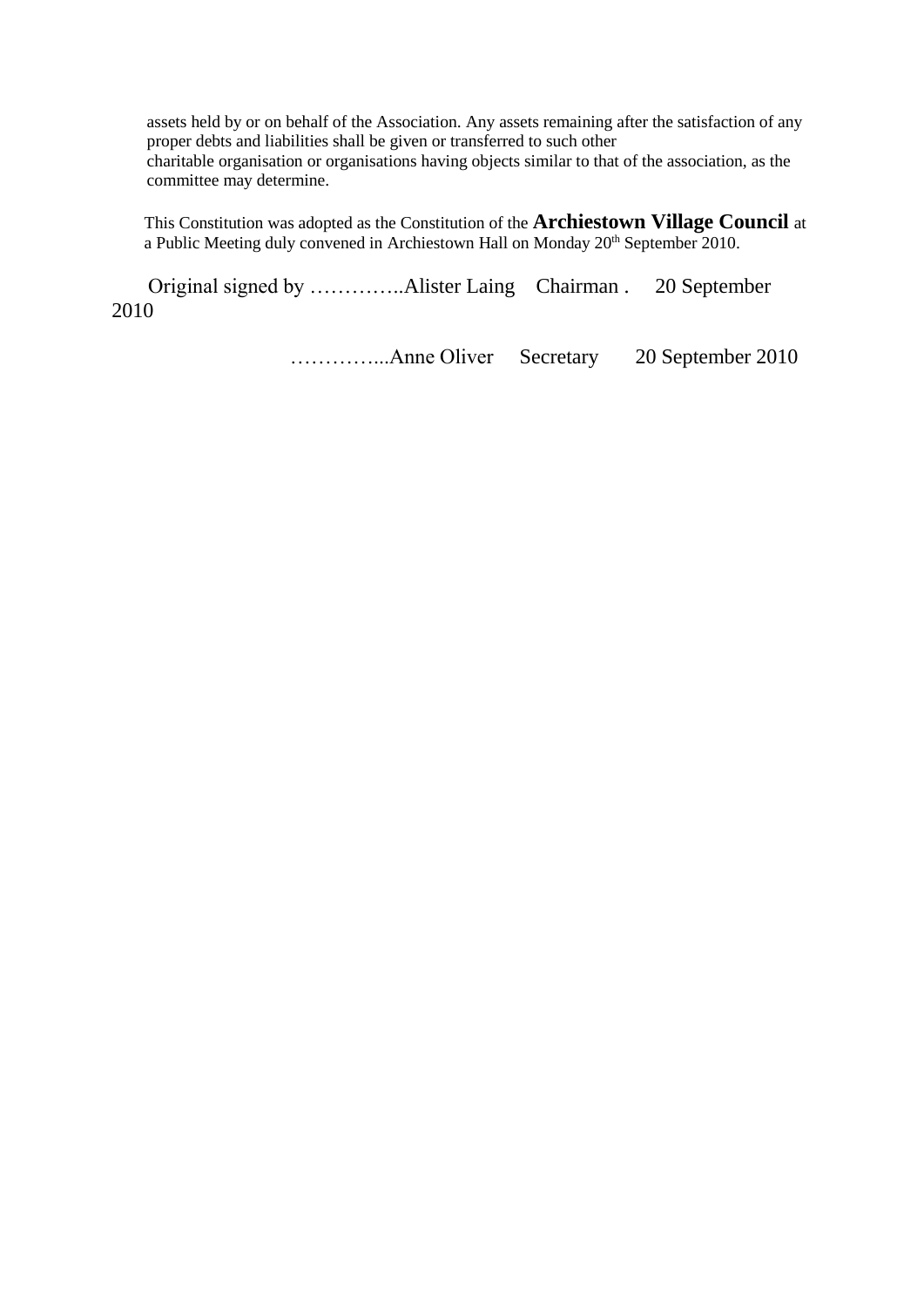assets held by or on behalf of the Association. Any assets remaining after the satisfaction of any proper debts and liabilities shall be given or transferred to such other
charitable organisation or organisations having objects similar to that of the association, as the committee may determine.

This Constitution was adopted as the Constitution of the **Archiestown Village Council** at a Public Meeting duly convened in Archiestown Hall on Monday 20th September 2010.

Original signed by …………..Alister Laing Chairman . 20 September 2010

…………...Anne Oliver Secretary 20 September 2010